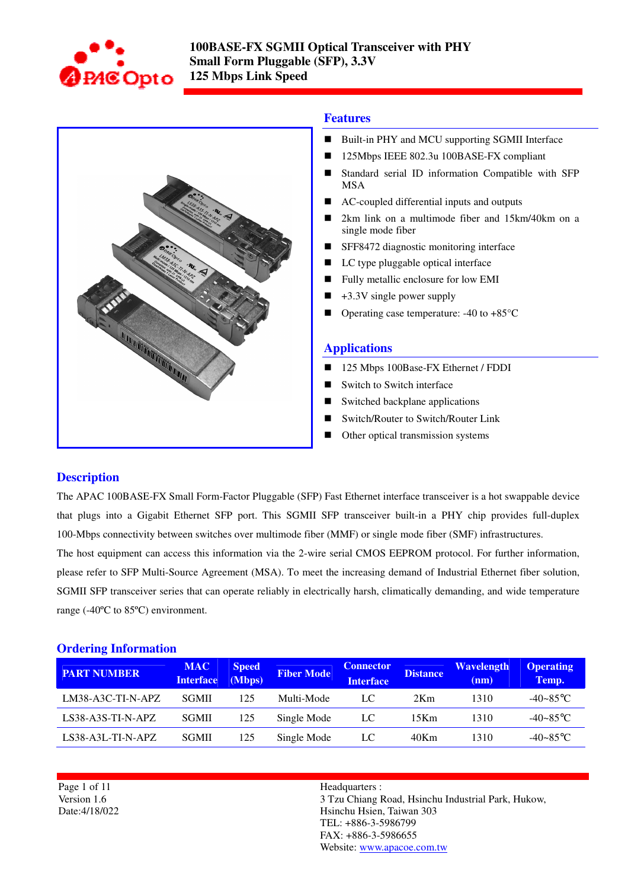# 100BASE-FX SGMII Optical Transceiver with PHY
# Small Form Pluggable (SFP), 3.3V
# 125 Mbps Link Speed

## Features

- Built-in PHY and MCU supporting SGMII Interface
- 125Mbps IEEE 802.3u 100BASE-FX compliant
- Standard serial ID information Compatible with SFP MSA
- AC-coupled differential inputs and outputs
- 2km link on a multimode fiber and 15km/40km on a single mode fiber
- SFF8472 diagnostic monitoring interface
- LC type pluggable optical interface
- Fully metallic enclosure for low EMI
- +3.3V single power supply
- Operating case temperature: -40 to +85°C

## Applications

- 125 Mbps 100Base-FX Ethernet / FDDI
- Switch to Switch interface
- Switched backplane applications
- Switch/Router to Switch/Router Link
- Other optical transmission systems

## Description

The APAC 100BASE-FX Small Form-Factor Pluggable (SFP) Fast Ethernet interface transceiver is a hot swappable device that plugs into a Gigabit Ethernet SFP port. This SGMII SFP transceiver built-in a PHY chip provides full-duplex 100-Mbps connectivity between switches over multimode fiber (MMF) or single mode fiber (SMF) infrastructures.

The host equipment can access this information via the 2-wire serial CMOS EEPROM protocol. For further information, please refer to SFP Multi-Source Agreement (MSA). To meet the increasing demand of Industrial Ethernet fiber solution, SGMII SFP transceiver series that can operate reliably in electrically harsh, climatically demanding, and wide temperature range (-40ºC to 85ºC) environment.

## Ordering Information

| PART NUMBER | MAC Interface | Speed (Mbps) | Fiber Mode | Connector Interface | Distance | Wavelength (nm) | Operating Temp. |
|---|---|---|---|---|---|---|---|
| LM38-A3C-TI-N-APZ | SGMII | 125 | Multi-Mode | LC | 2Km | 1310 | -40~85℃ |
| LS38-A3S-TI-N-APZ | SGMII | 125 | Single Mode | LC | 15Km | 1310 | -40~85℃ |
| LS38-A3L-TI-N-APZ | SGMII | 125 | Single Mode | LC | 40Km | 1310 | -40~85℃ |

Version 1.6
Date:4/18/022

Headquarters :
3 Tzu Chiang Road, Hsinchu Industrial Park, Hukow, Hsinchu Hsien, Taiwan 303
TEL: +886-3-5986799
FAX: +886-3-5986655
Website: www.apacoe.com.tw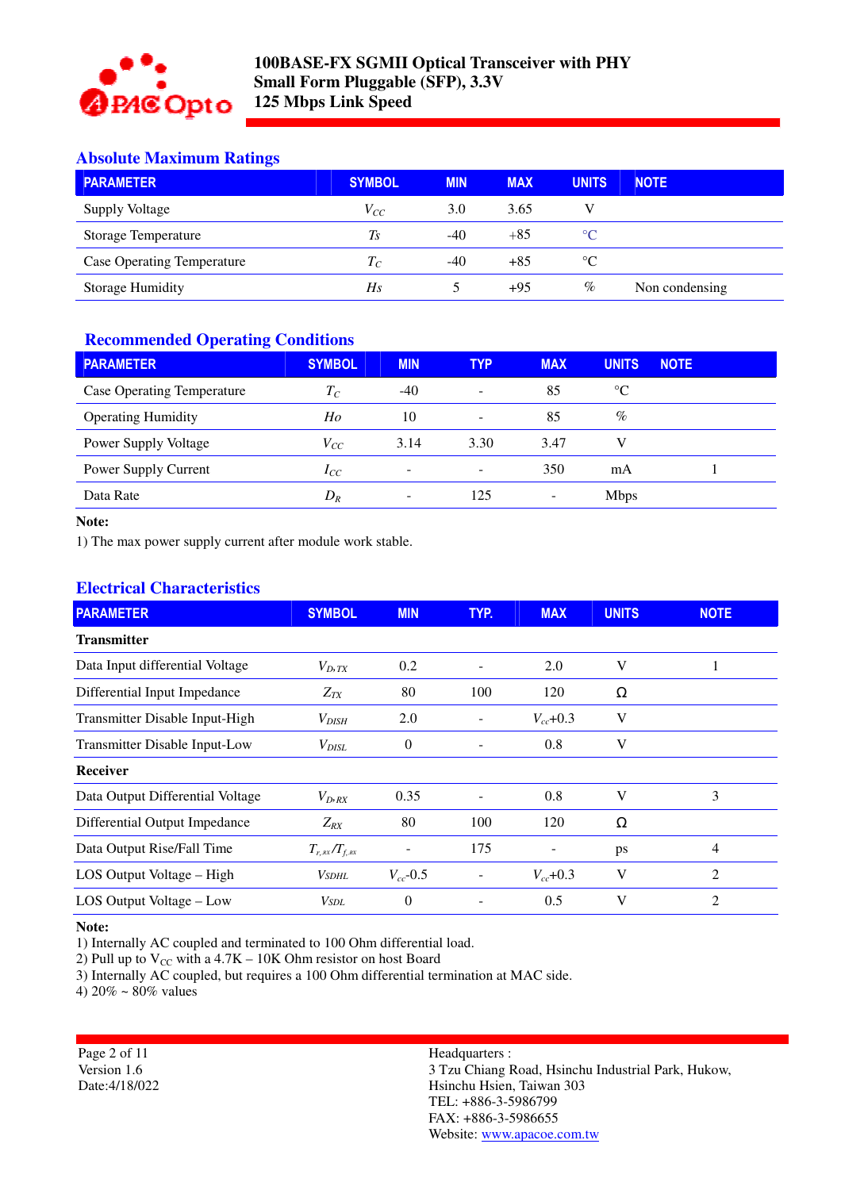## Absolute Maximum Ratings

| PARAMETER | SYMBOL | MIN | MAX | UNITS | NOTE |
|---|---|---|---|---|---|
| Supply Voltage | $V_{CC}$ | 3.0 | 3.65 | V | |
| Storage Temperature | $T_S$ | -40 | +85 | °C | |
| Case Operating Temperature | $T_C$ | -40 | +85 | °C | |
| Storage Humidity | $H_S$ | 5 | +95 | % | Non condensing |

## Recommended Operating Conditions

| PARAMETER | SYMBOL | MIN | TYP | MAX | UNITS | NOTE |
|---|---|---|---|---|---|---|
| Case Operating Temperature | $T_C$ | -40 | - | 85 | °C | |
| Operating Humidity | $H_O$ | 10 | - | 85 | % | |
| Power Supply Voltage | $V_{CC}$ | 3.14 | 3.30 | 3.47 | V | |
| Power Supply Current | $I_{CC}$ | - | - | 350 | mA | 1 |
| Data Rate | $D_R$ | - | 125 | - | Mbps | |

**Note:**

1) The max power supply current after module work stable.

## Electrical Characteristics

| PARAMETER | SYMBOL | MIN | TYP. | MAX | UNITS | NOTE |
|---|---|---|---|---|---|---|
| **Transmitter** | | | | | | |
| Data Input differential Voltage | $V_{D,TX}$ | 0.2 | - | 2.0 | V | 1 |
| Differential Input Impedance | $Z_{TX}$ | 80 | 100 | 120 | Ω | |
| Transmitter Disable Input-High | $V_{DISH}$ | 2.0 | - | $V_{cc}$+0.3 | V | |
| Transmitter Disable Input-Low | $V_{DISL}$ | 0 | - | 0.8 | V | |
| **Receiver** | | | | | | |
| Data Output Differential Voltage | $V_{D,RX}$ | 0.35 | - | 0.8 | V | 3 |
| Differential Output Impedance | $Z_{RX}$ | 80 | 100 | 120 | Ω | |
| Data Output Rise/Fall Time | $T_{r,RX}/T_{f,RX}$ | - | 175 | - | ps | 4 |
| LOS Output Voltage – High | $V_{SDHL}$ | $V_{cc}$-0.5 | - | $V_{cc}$+0.3 | V | 2 |
| LOS Output Voltage – Low | $V_{SDL}$ | 0 | - | 0.5 | V | 2 |

**Note:**

1) Internally AC coupled and terminated to 100 Ohm differential load.
2) Pull up to $V_{CC}$ with a 4.7K – 10K Ohm resistor on host Board
3) Internally AC coupled, but requires a 100 Ohm differential termination at MAC side.
4) 20% ~ 80% values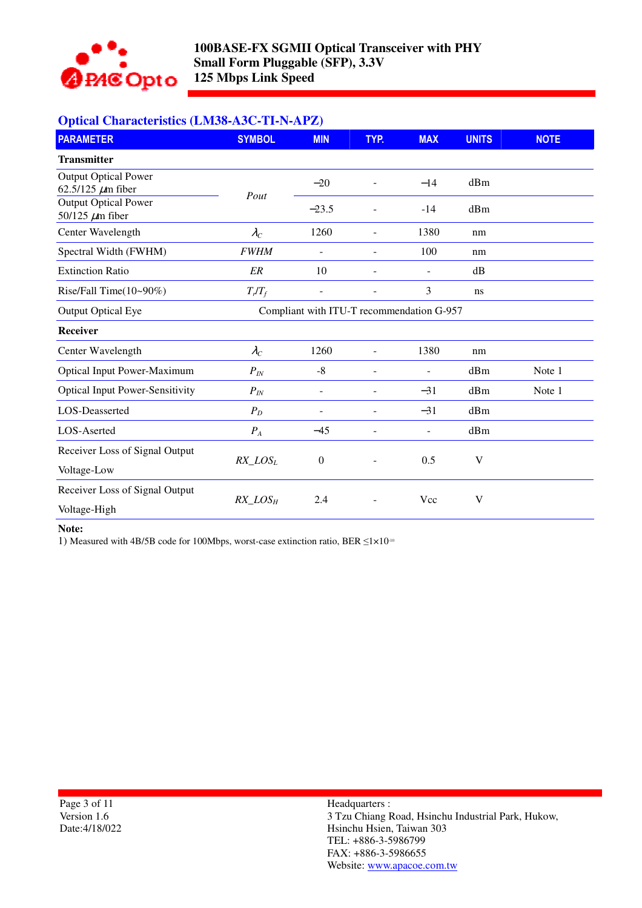## Optical Characteristics (LM38-A3C-TI-N-APZ)

| PARAMETER | SYMBOL | MIN | TYP. | MAX | UNITS | NOTE |
|---|---|---|---|---|---|---|
| **Transmitter** | | | | | | |
| Output Optical Power 62.5/125 μm fiber | *Pout* | −20 | - | −14 | dBm | |
| Output Optical Power 50/125 μm fiber | | −23.5 | - | -14 | dBm | |
| Center Wavelength | $\lambda_C$ | 1260 | - | 1380 | nm | |
| Spectral Width (FWHM) | *FWHM* | - | - | 100 | nm | |
| Extinction Ratio | *ER* | 10 | - | - | dB | |
| Rise/Fall Time(10~90%) | $T_r/T_f$ | - | - | 3 | ns | |
| Output Optical Eye | Compliant with ITU-T recommendation G-957 | | | | | |
| **Receiver** | | | | | | |
| Center Wavelength | $\lambda_C$ | 1260 | - | 1380 | nm | |
| Optical Input Power-Maximum | $P_{IN}$ | -8 | - | - | dBm | Note 1 |
| Optical Input Power-Sensitivity | $P_{IN}$ | - | - | −31 | dBm | Note 1 |
| LOS-Deasserted | $P_D$ | - | - | −31 | dBm | |
| LOS-Aserted | $P_A$ | −45 | - | - | dBm | |
| Receiver Loss of Signal Output Voltage-Low | $RX\_LOS_L$ | 0 | - | 0.5 | V | |
| Receiver Loss of Signal Output Voltage-High | $RX\_LOS_H$ | 2.4 | - | Vcc | V | |

**Note:**

1) Measured with 4B/5B code for 100Mbps, worst-case extinction ratio, BER $\leq 1\times10^{-10}$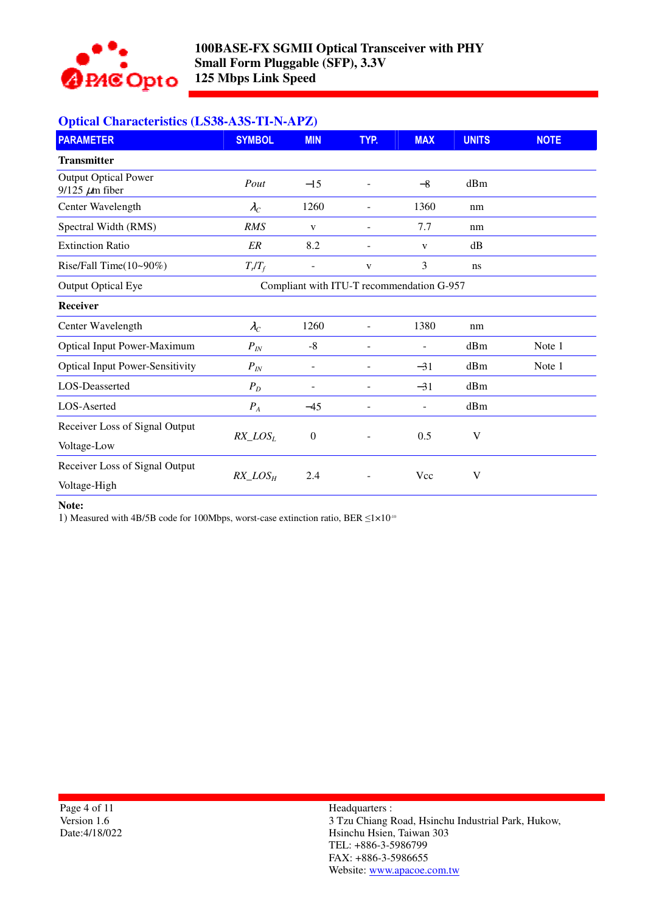## Optical Characteristics (LS38-A3S-TI-N-APZ)

| PARAMETER | SYMBOL | MIN | TYP. | MAX | UNITS | NOTE |
|---|---|---|---|---|---|---|
| **Transmitter** | | | | | | |
| Output Optical Power 9/125 $\mu$m fiber | *Pout* | −15 | - | −8 | dBm | |
| Center Wavelength | $\lambda_C$ | 1260 | - | 1360 | nm | |
| Spectral Width (RMS) | *RMS* | v | - | 7.7 | nm | |
| Extinction Ratio | *ER* | 8.2 | - | v | dB | |
| Rise/Fall Time(10~90%) | $T_r/T_f$ | - | v | 3 | ns | |
| Output Optical Eye | Compliant with ITU-T recommendation G-957 | | | | | |
| **Receiver** | | | | | | |
| Center Wavelength | $\lambda_C$ | 1260 | - | 1380 | nm | |
| Optical Input Power-Maximum | $P_{IN}$ | -8 | - | - | dBm | Note 1 |
| Optical Input Power-Sensitivity | $P_{IN}$ | - | - | −31 | dBm | Note 1 |
| LOS-Deasserted | $P_D$ | - | - | −31 | dBm | |
| LOS-Aserted | $P_A$ | −45 | - | - | dBm | |
| Receiver Loss of Signal Output Voltage-Low | $RX\_LOS_L$ | 0 | - | 0.5 | V | |
| Receiver Loss of Signal Output Voltage-High | $RX\_LOS_H$ | 2.4 | - | Vcc | V | |

**Note:**

1) Measured with 4B/5B code for 100Mbps, worst-case extinction ratio, BER $\leq 1\times10^{-10}$

Headquarters :
3 Tzu Chiang Road, Hsinchu Industrial Park, Hukow,
Hsinchu Hsien, Taiwan 303
TEL: +886-3-5986799
FAX: +886-3-5986655
Website: www.apacoe.com.tw

Version 1.6
Date:4/18/022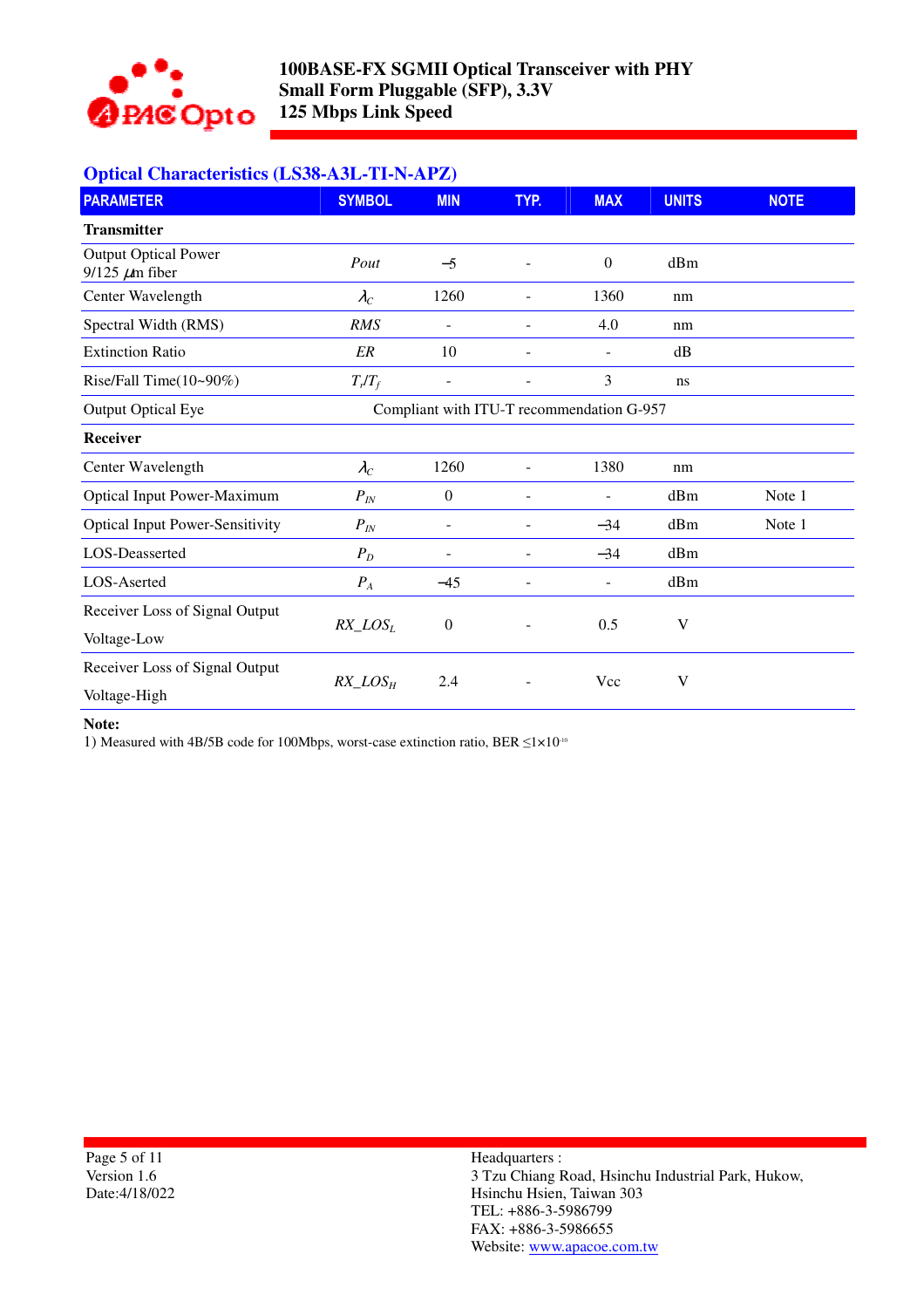## Optical Characteristics (LS38-A3L-TI-N-APZ)

| PARAMETER | SYMBOL | MIN | TYP. | MAX | UNITS | NOTE |
|---|---|---|---|---|---|---|
| **Transmitter** | | | | | | |
| Output Optical Power 9/125 $\mu$m fiber | *Pout* | −5 | - | 0 | dBm | |
| Center Wavelength | $\lambda_C$ | 1260 | - | 1360 | nm | |
| Spectral Width (RMS) | *RMS* | - | - | 4.0 | nm | |
| Extinction Ratio | *ER* | 10 | - | - | dB | |
| Rise/Fall Time(10~90%) | $T_r/T_f$ | - | - | 3 | ns | |
| Output Optical Eye | Compliant with ITU-T recommendation G-957 | | | | | |
| **Receiver** | | | | | | |
| Center Wavelength | $\lambda_C$ | 1260 | - | 1380 | nm | |
| Optical Input Power-Maximum | $P_{IN}$ | 0 | - | - | dBm | Note 1 |
| Optical Input Power-Sensitivity | $P_{IN}$ | - | - | −34 | dBm | Note 1 |
| LOS-Deasserted | $P_D$ | - | - | −34 | dBm | |
| LOS-Aserted | $P_A$ | −45 | - | - | dBm | |
| Receiver Loss of Signal Output Voltage-Low | $RX\_LOS_L$ | 0 | - | 0.5 | V | |
| Receiver Loss of Signal Output Voltage-High | $RX\_LOS_H$ | 2.4 | - | Vcc | V | |

**Note:**

1) Measured with 4B/5B code for 100Mbps, worst-case extinction ratio, BER $\leq 1\times10^{-10}$

Version 1.6
Date:4/18/022

Headquarters :
3 Tzu Chiang Road, Hsinchu Industrial Park, Hukow,
Hsinchu Hsien, Taiwan 303
TEL: +886-3-5986799
FAX: +886-3-5986655
Website: www.apacoe.com.tw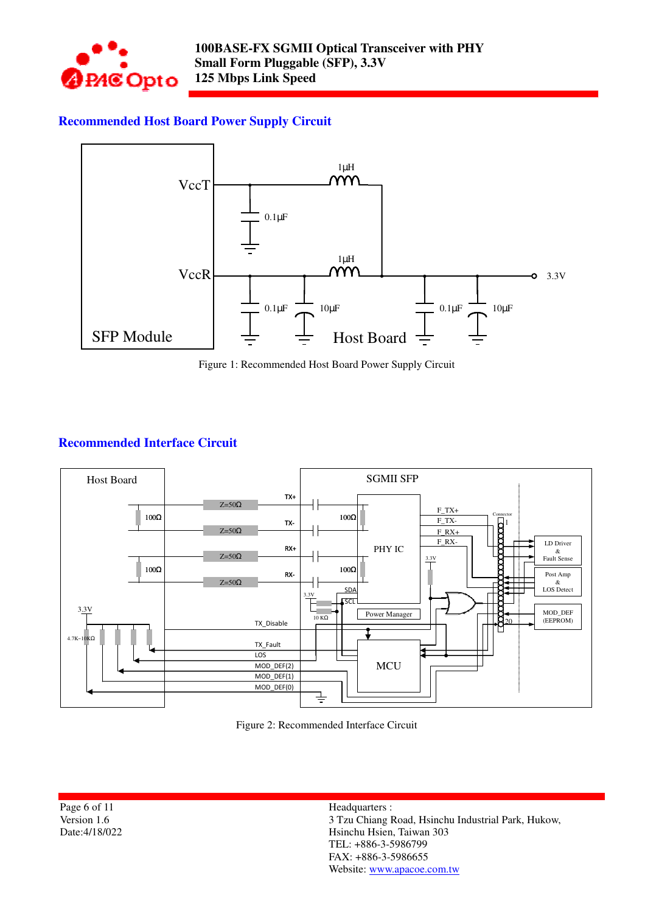## Recommended Host Board Power Supply Circuit

Figure 1: Recommended Host Board Power Supply Circuit

## Recommended Interface Circuit

Figure 2: Recommended Interface Circuit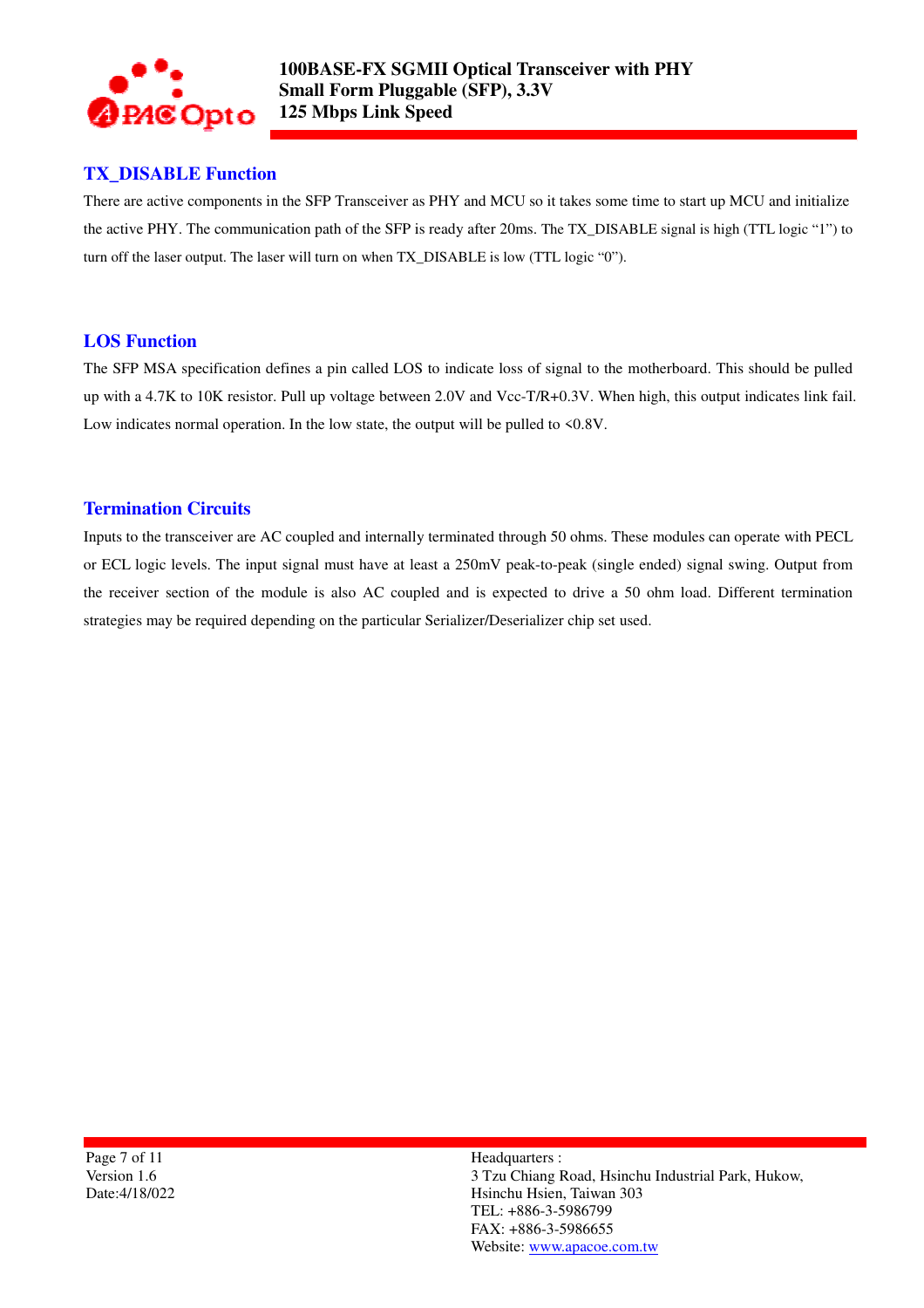## TX_DISABLE Function

There are active components in the SFP Transceiver as PHY and MCU so it takes some time to start up MCU and initialize the active PHY. The communication path of the SFP is ready after 20ms. The TX_DISABLE signal is high (TTL logic "1") to turn off the laser output. The laser will turn on when TX_DISABLE is low (TTL logic "0").

## LOS Function

The SFP MSA specification defines a pin called LOS to indicate loss of signal to the motherboard. This should be pulled up with a 4.7K to 10K resistor. Pull up voltage between 2.0V and Vcc-T/R+0.3V. When high, this output indicates link fail. Low indicates normal operation. In the low state, the output will be pulled to <0.8V.

## Termination Circuits

Inputs to the transceiver are AC coupled and internally terminated through 50 ohms. These modules can operate with PECL or ECL logic levels. The input signal must have at least a 250mV peak-to-peak (single ended) signal swing. Output from the receiver section of the module is also AC coupled and is expected to drive a 50 ohm load. Different termination strategies may be required depending on the particular Serializer/Deserializer chip set used.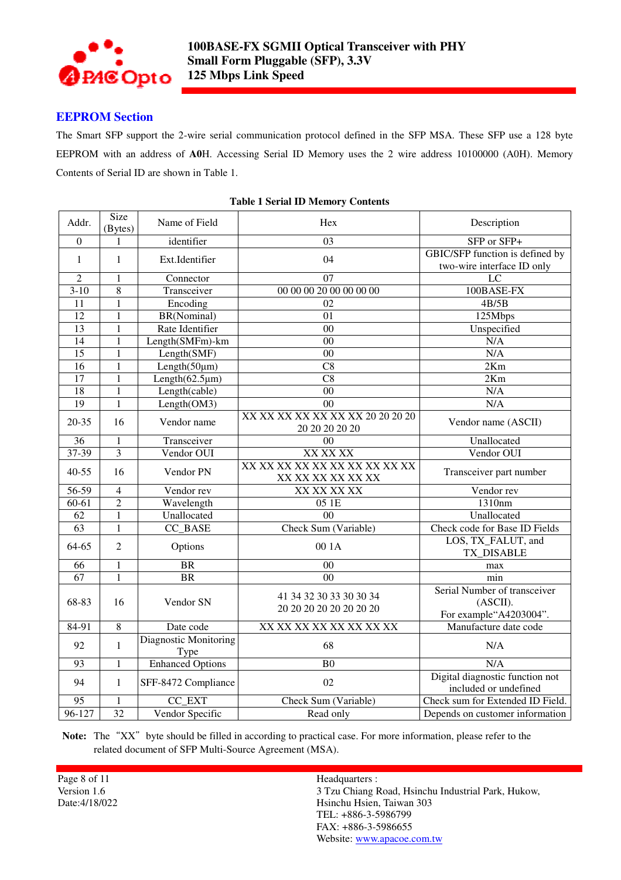## EEPROM Section

The Smart SFP support the 2-wire serial communication protocol defined in the SFP MSA. These SFP use a 128 byte EEPROM with an address of **A0**H. Accessing Serial ID Memory uses the 2 wire address 10100000 (A0H). Memory Contents of Serial ID are shown in Table 1.

**Table 1 Serial ID Memory Contents**

| Addr. | Size (Bytes) | Name of Field | Hex | Description |
|---|---|---|---|---|
| 0 | 1 | identifier | 03 | SFP or SFP+ |
| 1 | 1 | Ext.Identifier | 04 | GBIC/SFP function is defined by two-wire interface ID only |
| 2 | 1 | Connector | 07 | LC |
| 3-10 | 8 | Transceiver | 00 00 00 20 00 00 00 00 | 100BASE-FX |
| 11 | 1 | Encoding | 02 | 4B/5B |
| 12 | 1 | BR(Nominal) | 01 | 125Mbps |
| 13 | 1 | Rate Identifier | 00 | Unspecified |
| 14 | 1 | Length(SMFm)-km | 00 | N/A |
| 15 | 1 | Length(SMF) | 00 | N/A |
| 16 | 1 | Length(50μm) | C8 | 2Km |
| 17 | 1 | Length(62.5μm) | C8 | 2Km |
| 18 | 1 | Length(cable) | 00 | N/A |
| 19 | 1 | Length(OM3) | 00 | N/A |
| 20-35 | 16 | Vendor name | XX XX XX XX XX XX XX 20 20 20 20 20 20 20 20 20 | Vendor name (ASCII) |
| 36 | 1 | Transceiver | 00 | Unallocated |
| 37-39 | 3 | Vendor OUI | XX XX XX | Vendor OUI |
| 40-55 | 16 | Vendor PN | XX XX XX XX XX XX XX XX XX XX XX XX XX XX XX XX | Transceiver part number |
| 56-59 | 4 | Vendor rev | XX XX XX XX | Vendor rev |
| 60-61 | 2 | Wavelength | 05 1E | 1310nm |
| 62 | 1 | Unallocated | 00 | Unallocated |
| 63 | 1 | CC_BASE | Check Sum (Variable) | Check code for Base ID Fields |
| 64-65 | 2 | Options | 00 1A | LOS, TX_FALUT, and TX_DISABLE |
| 66 | 1 | BR | 00 | max |
| 67 | 1 | BR | 00 | min |
| 68-83 | 16 | Vendor SN | 41 34 32 30 33 30 30 34 20 20 20 20 20 20 20 20 | Serial Number of transceiver (ASCII). For example"A4203004". |
| 84-91 | 8 | Date code | XX XX XX XX XX XX XX XX | Manufacture date code |
| 92 | 1 | Diagnostic Monitoring Type | 68 | N/A |
| 93 | 1 | Enhanced Options | B0 | N/A |
| 94 | 1 | SFF-8472 Compliance | 02 | Digital diagnostic function not included or undefined |
| 95 | 1 | CC_EXT | Check Sum (Variable) | Check sum for Extended ID Field. |
| 96-127 | 32 | Vendor Specific | Read only | Depends on customer information |

**Note:** The "XX" byte should be filled in according to practical case. For more information, please refer to the related document of SFP Multi-Source Agreement (MSA).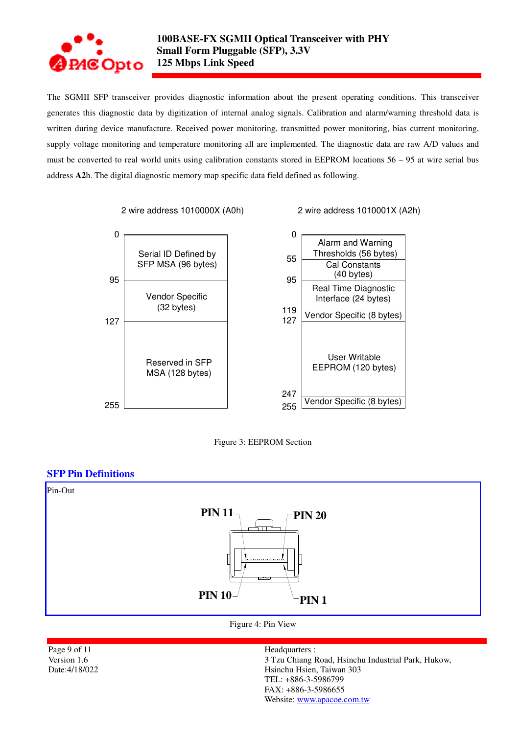The SGMII SFP transceiver provides diagnostic information about the present operating conditions. This transceiver generates this diagnostic data by digitization of internal analog signals. Calibration and alarm/warning threshold data is written during device manufacture. Received power monitoring, transmitted power monitoring, bias current monitoring, supply voltage monitoring and temperature monitoring all are implemented. The diagnostic data are raw A/D values and must be converted to real world units using calibration constants stored in EEPROM locations 56 – 95 at wire serial bus address **A2**h. The digital diagnostic memory map specific data field defined as following.

**2 wire address 1010000X (A0h)**

| Address | Content |
|---|---|
| 0 – 95 | Serial ID Defined by SFP MSA (96 bytes) |
| 95 – 127 | Vendor Specific (32 bytes) |
| 127 – 255 | Reserved in SFP MSA (128 bytes) |

**2 wire address 1010001X (A2h)**

| Address | Content |
|---|---|
| 0 – 55 | Alarm and Warning Thresholds (56 bytes) |
| 55 – 95 | Cal Constants (40 bytes) |
| 95 – 119 | Real Time Diagnostic Interface (24 bytes) |
| 119 – 127 | Vendor Specific (8 bytes) |
| 127 – 247 | User Writable EEPROM (120 bytes) |
| 247 – 255 | Vendor Specific (8 bytes) |

Figure 3: EEPROM Section

## SFP Pin Definitions

Pin-Out

PIN 11, PIN 20, PIN 10, PIN 1

Figure 4: Pin View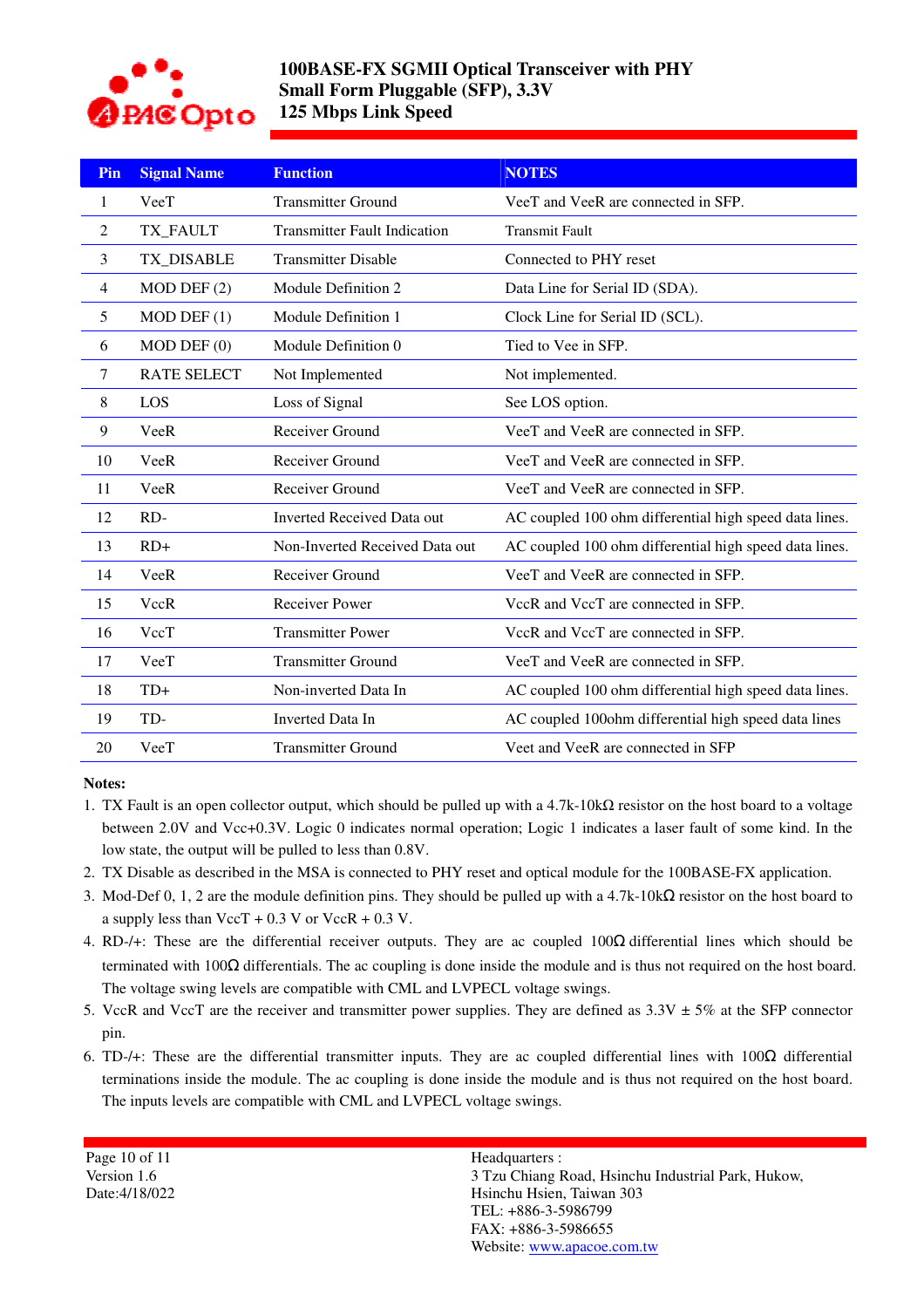| Pin | Signal Name | Function | NOTES |
|---|---|---|---|
| 1 | VeeT | Transmitter Ground | VeeT and VeeR are connected in SFP. |
| 2 | TX_FAULT | Transmitter Fault Indication | Transmit Fault |
| 3 | TX_DISABLE | Transmitter Disable | Connected to PHY reset |
| 4 | MOD DEF (2) | Module Definition 2 | Data Line for Serial ID (SDA). |
| 5 | MOD DEF (1) | Module Definition 1 | Clock Line for Serial ID (SCL). |
| 6 | MOD DEF (0) | Module Definition 0 | Tied to Vee in SFP. |
| 7 | RATE SELECT | Not Implemented | Not implemented. |
| 8 | LOS | Loss of Signal | See LOS option. |
| 9 | VeeR | Receiver Ground | VeeT and VeeR are connected in SFP. |
| 10 | VeeR | Receiver Ground | VeeT and VeeR are connected in SFP. |
| 11 | VeeR | Receiver Ground | VeeT and VeeR are connected in SFP. |
| 12 | RD- | Inverted Received Data out | AC coupled 100 ohm differential high speed data lines. |
| 13 | RD+ | Non-Inverted Received Data out | AC coupled 100 ohm differential high speed data lines. |
| 14 | VeeR | Receiver Ground | VeeT and VeeR are connected in SFP. |
| 15 | VccR | Receiver Power | VccR and VccT are connected in SFP. |
| 16 | VccT | Transmitter Power | VccR and VccT are connected in SFP. |
| 17 | VeeT | Transmitter Ground | VeeT and VeeR are connected in SFP. |
| 18 | TD+ | Non-inverted Data In | AC coupled 100 ohm differential high speed data lines. |
| 19 | TD- | Inverted Data In | AC coupled 100ohm differential high speed data lines |
| 20 | VeeT | Transmitter Ground | Veet and VeeR are connected in SFP |

**Notes:**

1. TX Fault is an open collector output, which should be pulled up with a 4.7k-10kΩ resistor on the host board to a voltage between 2.0V and Vcc+0.3V. Logic 0 indicates normal operation; Logic 1 indicates a laser fault of some kind. In the low state, the output will be pulled to less than 0.8V.
2. TX Disable as described in the MSA is connected to PHY reset and optical module for the 100BASE-FX application.
3. Mod-Def 0, 1, 2 are the module definition pins. They should be pulled up with a 4.7k-10kΩ resistor on the host board to a supply less than VccT + 0.3 V or VccR + 0.3 V.
4. RD-/+: These are the differential receiver outputs. They are ac coupled 100Ω differential lines which should be terminated with 100Ω differentials. The ac coupling is done inside the module and is thus not required on the host board. The voltage swing levels are compatible with CML and LVPECL voltage swings.
5. VccR and VccT are the receiver and transmitter power supplies. They are defined as 3.3V ± 5% at the SFP connector pin.
6. TD-/+: These are the differential transmitter inputs. They are ac coupled differential lines with 100Ω differential terminations inside the module. The ac coupling is done inside the module and is thus not required on the host board. The inputs levels are compatible with CML and LVPECL voltage swings.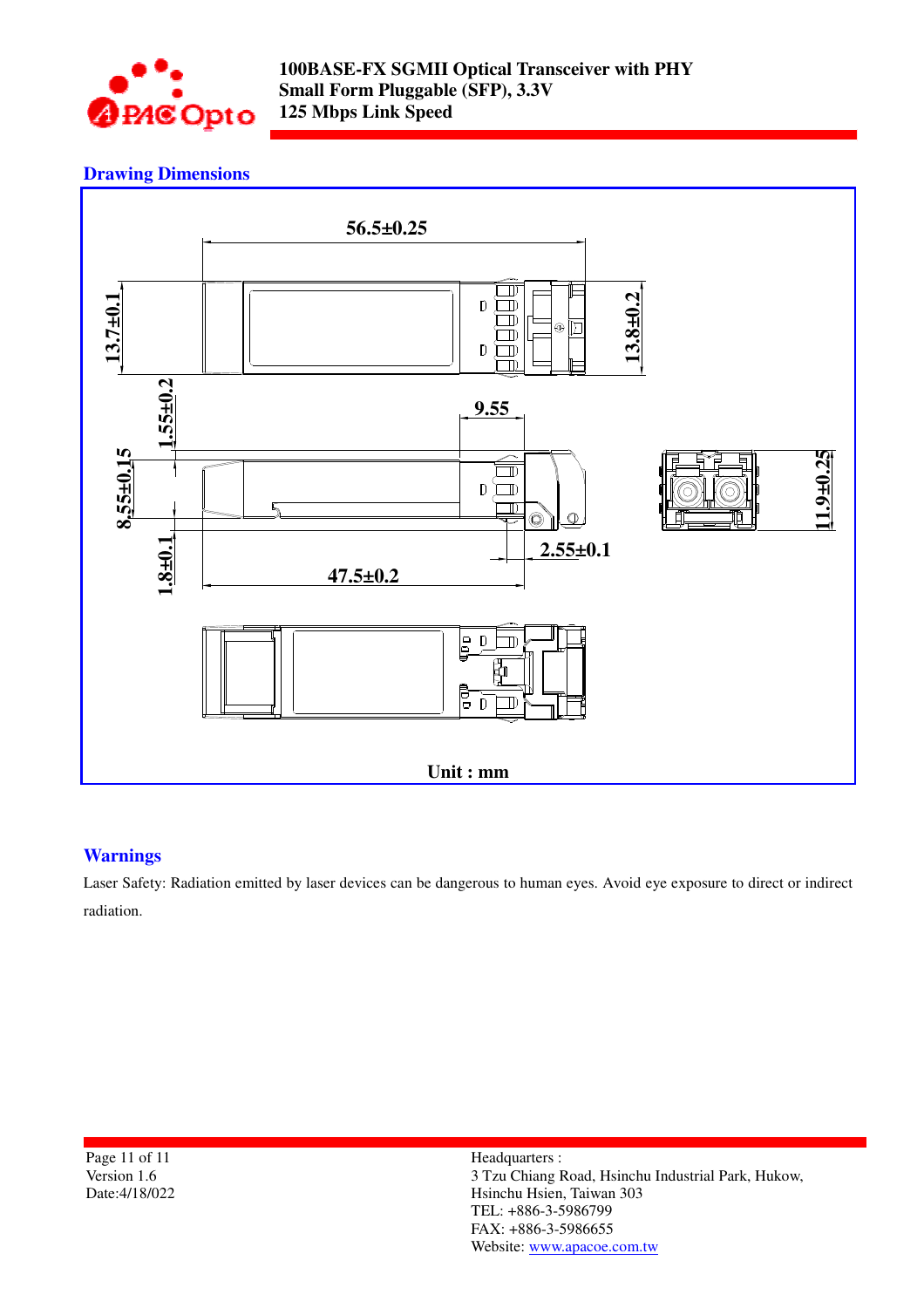## Drawing Dimensions

56.5±0.25

13.7±0.1

13.8±0.2

1.55±0.2

9.55

8.55±0.15

11.9±0.25

2.55±0.1

1.8±0.1

47.5±0.2

Unit : mm

## Warnings

Laser Safety: Radiation emitted by laser devices can be dangerous to human eyes. Avoid eye exposure to direct or indirect radiation.